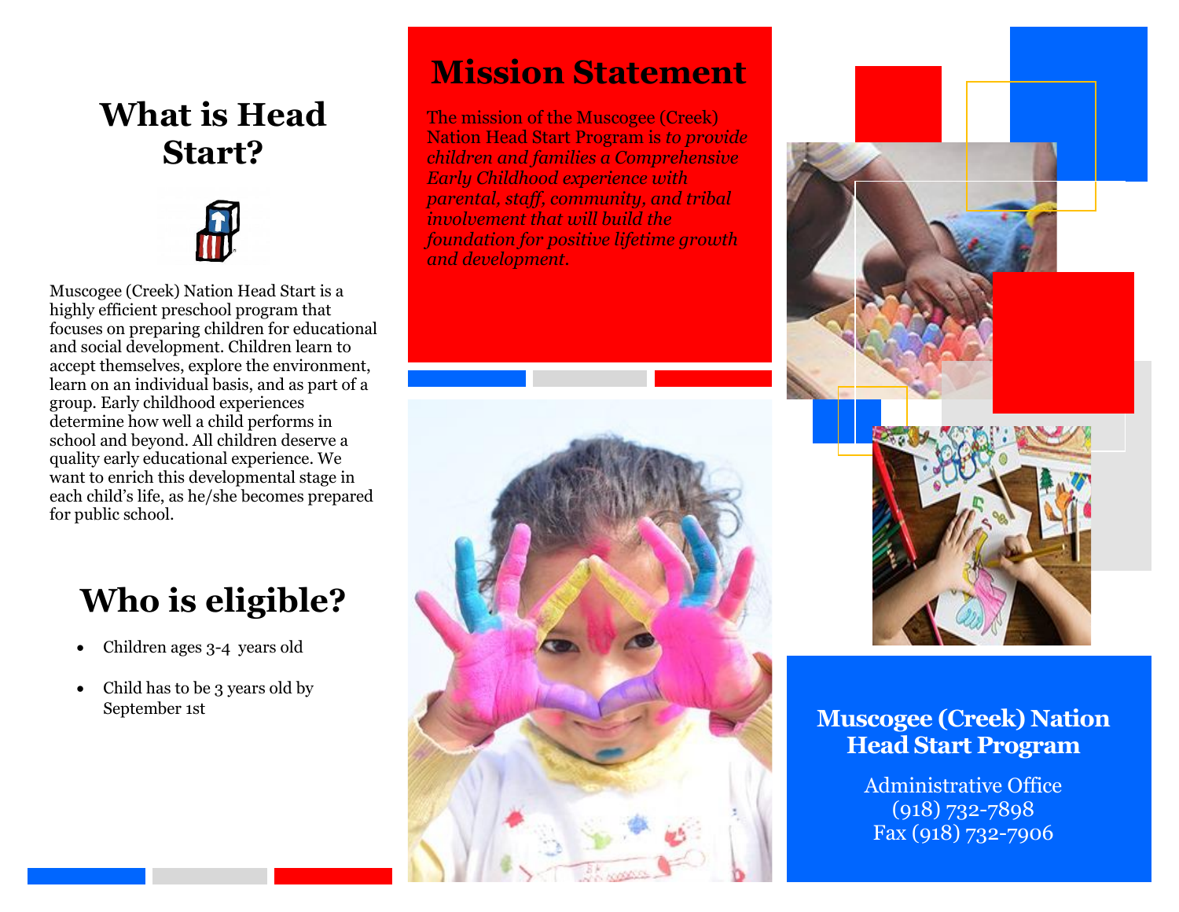# What is Head Start?

Muscogee (Creek) Nation Head Start is a highly efficient preschool program that focuses on preparing children for educational and social development. Children learn to accept themselves, explore the environment, learn on an individual basis, and as part of a group. Early childhood experiences determine how well a child performs in school and beyond. All children deserve a quality early educational experience. We want to enrich this developmental stage in each child's life, as he/she becomes prepared for public school.

# Who is eligible?

- Children ages 3-4 years old
- Child has to be 3 years old by September 1st

# Mission Statement

The mission of the Muscogee (Creek) Nation Head Start Program is *to provide children and families a Comprehensive Early Childhood experience with parental, staff, community, and tribal involvement that will build the foundation for positive lifetime growth and development.*

**Muscogee (Creek) Nation Head Start Program**

Administrative Office
(918) 732-7898
Fax (918) 732-7906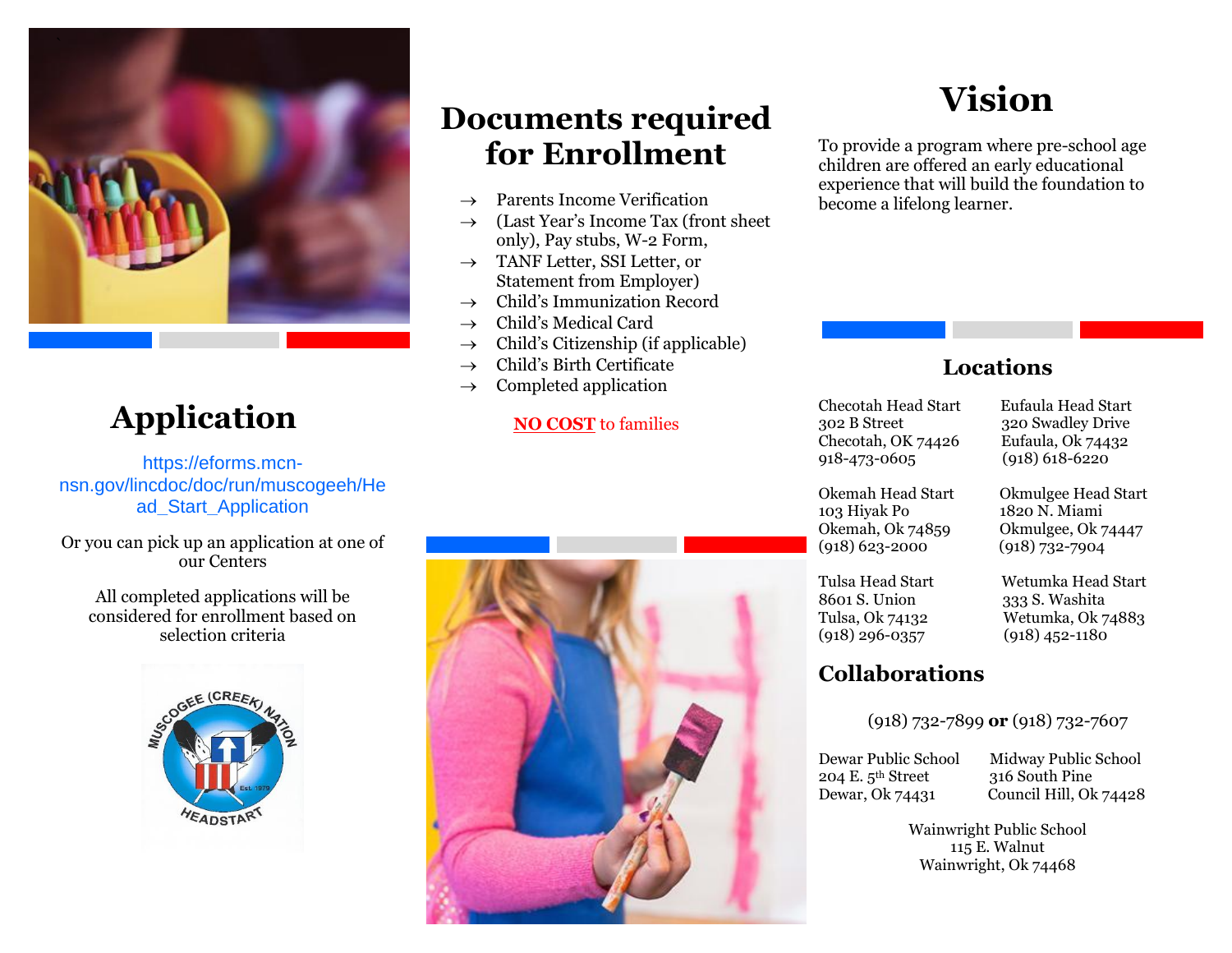# Application

https://eforms.mcn-nsn.gov/lincdoc/doc/run/muscogeeh/Head_Start_Application

Or you can pick up an application at one of our Centers

All completed applications will be considered for enrollment based on selection criteria

# Documents required for Enrollment

- → Parents Income Verification
- → (Last Year's Income Tax (front sheet only), Pay stubs, W-2 Form,
- → TANF Letter, SSI Letter, or Statement from Employer)
- → Child's Immunization Record
- → Child's Medical Card
- → Child's Citizenship (if applicable)
- → Child's Birth Certificate
- → Completed application

**NO COST** to families

# Vision

To provide a program where pre-school age children are offered an early educational experience that will build the foundation to become a lifelong learner.

## Locations

Checotah Head Start
302 B Street
Checotah, OK 74426
918-473-0605

Eufaula Head Start
320 Swadley Drive
Eufaula, Ok 74432
(918) 618-6220

Okemah Head Start
103 Hiyak Po
Okemah, Ok 74859
(918) 623-2000

Okmulgee Head Start
1820 N. Miami
Okmulgee, Ok 74447
(918) 732-7904

Tulsa Head Start
8601 S. Union
Tulsa, Ok 74132
(918) 296-0357

Wetumka Head Start
333 S. Washita
Wetumka, Ok 74883
(918) 452-1180

## Collaborations

(918) 732-7899 **or** (918) 732-7607

Dewar Public School
204 E. 5th Street
Dewar, Ok 74431

Midway Public School
316 South Pine
Council Hill, Ok 74428

Wainwright Public School
115 E. Walnut
Wainwright, Ok 74468